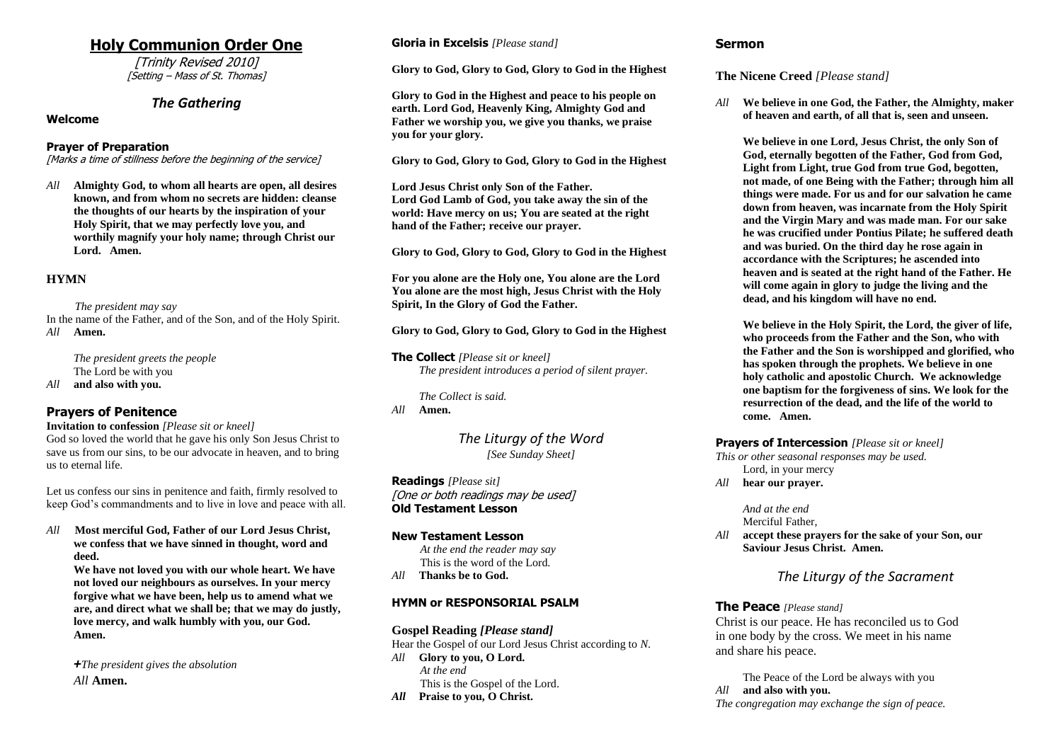# Holy Communion Order One

[Trinity Revised 2010]
[Setting – Mass of St. Thomas]

## *The Gathering*

### Welcome

### Prayer of Preparation

[Marks a time of stillness before the beginning of the service]

*All* **Almighty God, to whom all hearts are open, all desires known, and from whom no secrets are hidden: cleanse the thoughts of our hearts by the inspiration of your Holy Spirit, that we may perfectly love you, and worthily magnify your holy name; through Christ our Lord. Amen.**

### HYMN

*The president may say*
In the name of the Father, and of the Son, and of the Holy Spirit.
*All* **Amen.**

*The president greets the people*
The Lord be with you
*All* **and also with you.**

### Prayers of Penitence

**Invitation to confession** *[Please sit or kneel]*
God so loved the world that he gave his only Son Jesus Christ to save us from our sins, to be our advocate in heaven, and to bring us to eternal life.

Let us confess our sins in penitence and faith, firmly resolved to keep God's commandments and to live in love and peace with all.

*All* **Most merciful God, Father of our Lord Jesus Christ, we confess that we have sinned in thought, word and deed.**
**We have not loved you with our whole heart. We have not loved our neighbours as ourselves. In your mercy forgive what we have been, help us to amend what we are, and direct what we shall be; that we may do justly, love mercy, and walk humbly with you, our God. Amen.**

*+The president gives the absolution*
*All* **Amen.**

### Gloria in Excelsis *[Please stand]*

**Glory to God, Glory to God, Glory to God in the Highest**

**Glory to God in the Highest and peace to his people on earth. Lord God, Heavenly King, Almighty God and Father we worship you, we give you thanks, we praise you for your glory.**

**Glory to God, Glory to God, Glory to God in the Highest**

**Lord Jesus Christ only Son of the Father.**
**Lord God Lamb of God, you take away the sin of the world: Have mercy on us; You are seated at the right hand of the Father; receive our prayer.**

**Glory to God, Glory to God, Glory to God in the Highest**

**For you alone are the Holy one, You alone are the Lord You alone are the most high, Jesus Christ with the Holy Spirit, In the Glory of God the Father.**

**Glory to God, Glory to God, Glory to God in the Highest**

### The Collect *[Please sit or kneel]*

*The president introduces a period of silent prayer.*

*The Collect is said.*
*All* **Amen.**

## *The Liturgy of the Word*

*[See Sunday Sheet]*

### Readings *[Please sit]*

[One or both readings may be used]

### Old Testament Lesson

### New Testament Lesson

*At the end the reader may say*
This is the word of the Lord.
*All* **Thanks be to God.**

### HYMN or RESPONSORIAL PSALM

### Gospel Reading *[Please stand]*

Hear the Gospel of our Lord Jesus Christ according to *N.*
*All* **Glory to you, O Lord.**
*At the end*
This is the Gospel of the Lord.
***All*** **Praise to you, O Christ.**

### Sermon

### The Nicene Creed *[Please stand]*

*All* **We believe in one God, the Father, the Almighty, maker of heaven and earth, of all that is, seen and unseen.**

**We believe in one Lord, Jesus Christ, the only Son of God, eternally begotten of the Father, God from God, Light from Light, true God from true God, begotten, not made, of one Being with the Father; through him all things were made. For us and for our salvation he came down from heaven, was incarnate from the Holy Spirit and the Virgin Mary and was made man. For our sake he was crucified under Pontius Pilate; he suffered death and was buried. On the third day he rose again in accordance with the Scriptures; he ascended into heaven and is seated at the right hand of the Father. He will come again in glory to judge the living and the dead, and his kingdom will have no end.**

**We believe in the Holy Spirit, the Lord, the giver of life, who proceeds from the Father and the Son, who with the Father and the Son is worshipped and glorified, who has spoken through the prophets. We believe in one holy catholic and apostolic Church. We acknowledge one baptism for the forgiveness of sins. We look for the resurrection of the dead, and the life of the world to come. Amen.**

### Prayers of Intercession *[Please sit or kneel]*

*This or other seasonal responses may be used.*
Lord, in your mercy
*All* **hear our prayer.**

*And at the end*
Merciful Father,
*All* **accept these prayers for the sake of your Son, our Saviour Jesus Christ. Amen.**

## *The Liturgy of the Sacrament*

### The Peace *[Please stand]*

Christ is our peace. He has reconciled us to God in one body by the cross. We meet in his name and share his peace.

The Peace of the Lord be always with you
*All* **and also with you.**
*The congregation may exchange the sign of peace.*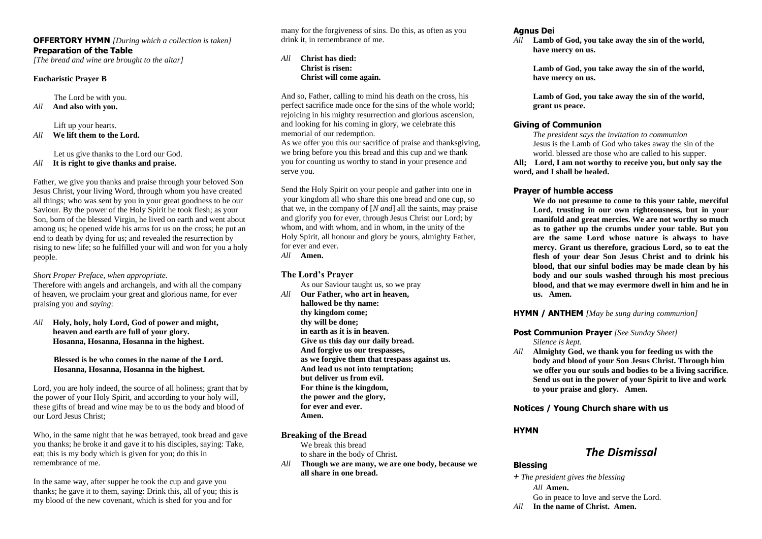**OFFERTORY HYMN** *[During which a collection is taken]*

**Preparation of the Table**

*[The bread and wine are brought to the altar]*

**Eucharistic Prayer B**

The Lord be with you.

*All* **And also with you.**

Lift up your hearts.

*All* **We lift them to the Lord.**

Let us give thanks to the Lord our God.

*All* **It is right to give thanks and praise.**

Father, we give you thanks and praise through your beloved Son Jesus Christ, your living Word, through whom you have created all things; who was sent by you in your great goodness to be our Saviour. By the power of the Holy Spirit he took flesh; as your Son, born of the blessed Virgin, he lived on earth and went about among us; he opened wide his arms for us on the cross; he put an end to death by dying for us; and revealed the resurrection by rising to new life; so he fulfilled your will and won for you a holy people.

*Short Proper Preface, when appropriate.*

Therefore with angels and archangels, and with all the company of heaven, we proclaim your great and glorious name, for ever praising you and *saying*:

*All* **Holy, holy, holy Lord, God of power and might,**
**heaven and earth are full of your glory.**
**Hosanna, Hosanna, Hosanna in the highest.**

**Blessed is he who comes in the name of the Lord.**
**Hosanna, Hosanna, Hosanna in the highest.**

Lord, you are holy indeed, the source of all holiness; grant that by the power of your Holy Spirit, and according to your holy will, these gifts of bread and wine may be to us the body and blood of our Lord Jesus Christ;

Who, in the same night that he was betrayed, took bread and gave you thanks; he broke it and gave it to his disciples, saying: Take, eat; this is my body which is given for you; do this in remembrance of me.

In the same way, after supper he took the cup and gave you thanks; he gave it to them, saying: Drink this, all of you; this is my blood of the new covenant, which is shed for you and for many for the forgiveness of sins. Do this, as often as you drink it, in remembrance of me.

*All* **Christ has died:**
**Christ is risen:**
**Christ will come again.**

And so, Father, calling to mind his death on the cross, his perfect sacrifice made once for the sins of the whole world; rejoicing in his mighty resurrection and glorious ascension, and looking for his coming in glory, we celebrate this memorial of our redemption.

As we offer you this our sacrifice of praise and thanksgiving, we bring before you this bread and this cup and we thank you for counting us worthy to stand in your presence and serve you.

Send the Holy Spirit on your people and gather into one in your kingdom all who share this one bread and one cup, so that we, in the company of [*N and*] all the saints, may praise and glorify you for ever, through Jesus Christ our Lord; by whom, and with whom, and in whom, in the unity of the Holy Spirit, all honour and glory be yours, almighty Father, for ever and ever.

*All* **Amen.**

**The Lord's Prayer**

As our Saviour taught us, so we pray

*All* **Our Father, who art in heaven,**
**hallowed be thy name:**
**thy kingdom come;**
**thy will be done;**
**in earth as it is in heaven.**
**Give us this day our daily bread.**
**And forgive us our trespasses,**
**as we forgive them that trespass against us.**
**And lead us not into temptation;**
**but deliver us from evil.**
**For thine is the kingdom,**
**the power and the glory,**
**for ever and ever.**
**Amen.**

**Breaking of the Bread**

We break this bread
to share in the body of Christ.

*All* **Though we are many, we are one body, because we all share in one bread.**

**Agnus Dei**

*All* **Lamb of God, you take away the sin of the world,**
**have mercy on us.**

**Lamb of God, you take away the sin of the world,**
**have mercy on us.**

**Lamb of God, you take away the sin of the world,**
**grant us peace.**

**Giving of Communion**

*The president says the invitation to communion*

Jesus is the Lamb of God who takes away the sin of the world. blessed are those who are called to his supper.

**All; Lord, I am not worthy to receive you, but only say the word, and I shall be healed.**

**Prayer of humble access**

**We do not presume to come to this your table, merciful Lord, trusting in our own righteousness, but in your manifold and great mercies. We are not worthy so much as to gather up the crumbs under your table. But you are the same Lord whose nature is always to have mercy. Grant us therefore, gracious Lord, so to eat the flesh of your dear Son Jesus Christ and to drink his blood, that our sinful bodies may be made clean by his body and our souls washed through his most precious blood, and that we may evermore dwell in him and he in us. Amen.**

**HYMN / ANTHEM** *[May be sung during communion]*

**Post Communion Prayer** *[See Sunday Sheet]*

*Silence is kept.*

*All* **Almighty God, we thank you for feeding us with the body and blood of your Son Jesus Christ. Through him we offer you our souls and bodies to be a living sacrifice. Send us out in the power of your Spirit to live and work to your praise and glory. Amen.**

**Notices / Young Church share with us**

**HYMN**

## *The Dismissal*

**Blessing**

+ *The president gives the blessing*

*All* **Amen.**

Go in peace to love and serve the Lord.

*All* **In the name of Christ. Amen.**